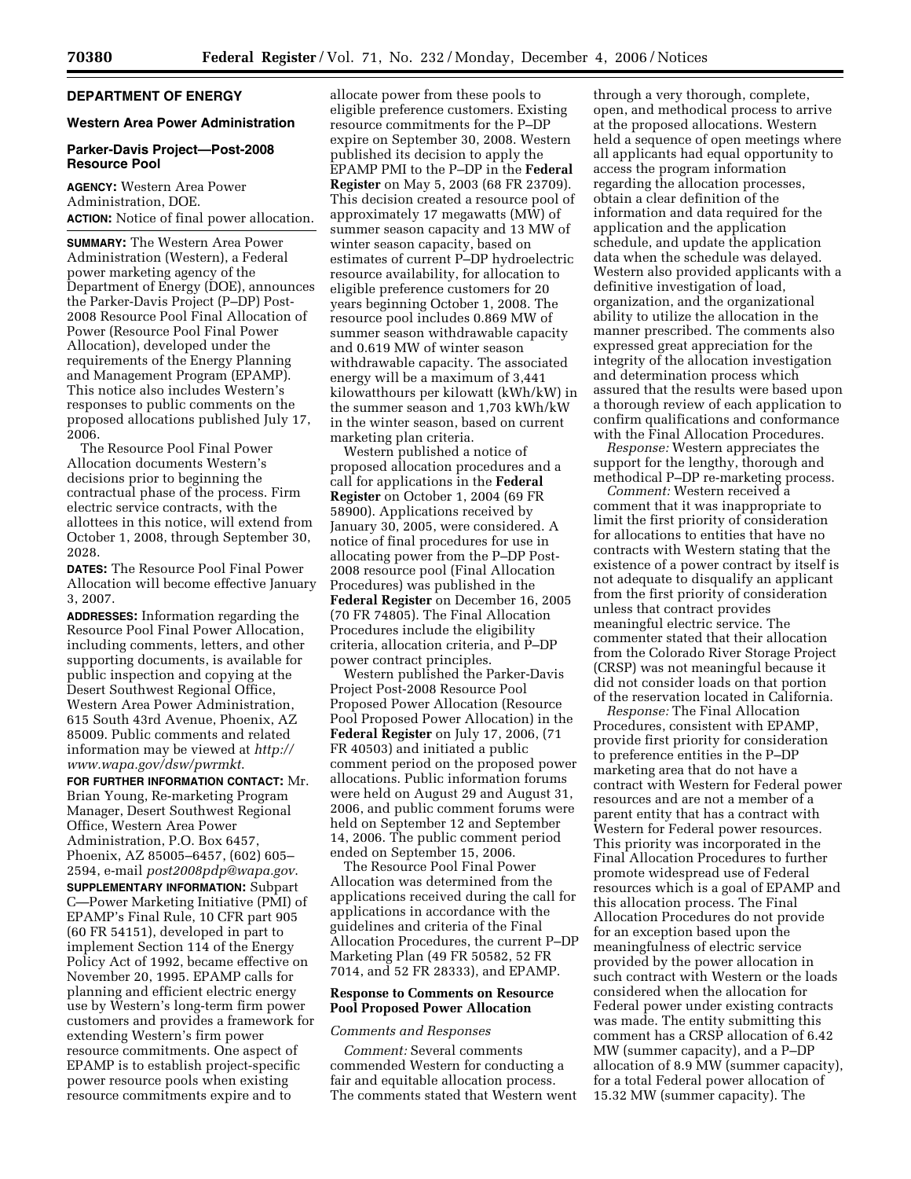## DEPARTMENT OF ENERGY

### Western Area Power Administration

### Parker-Davis Project—Post-2008 Resource Pool

**AGENCY:** Western Area Power Administration, DOE.

**ACTION:** Notice of final power allocation.

**SUMMARY:** The Western Area Power Administration (Western), a Federal power marketing agency of the Department of Energy (DOE), announces the Parker-Davis Project (P–DP) Post-2008 Resource Pool Final Allocation of Power (Resource Pool Final Power Allocation), developed under the requirements of the Energy Planning and Management Program (EPAMP). This notice also includes Western's responses to public comments on the proposed allocations published July 17, 2006.

The Resource Pool Final Power Allocation documents Western's decisions prior to beginning the contractual phase of the process. Firm electric service contracts, with the allottees in this notice, will extend from October 1, 2008, through September 30, 2028.

**DATES:** The Resource Pool Final Power Allocation will become effective January 3, 2007.

**ADDRESSES:** Information regarding the Resource Pool Final Power Allocation, including comments, letters, and other supporting documents, is available for public inspection and copying at the Desert Southwest Regional Office, Western Area Power Administration, 615 South 43rd Avenue, Phoenix, AZ 85009. Public comments and related information may be viewed at *http://www.wapa.gov/dsw/pwrmkt*.

**FOR FURTHER INFORMATION CONTACT:** Mr. Brian Young, Re-marketing Program Manager, Desert Southwest Regional Office, Western Area Power Administration, P.O. Box 6457, Phoenix, AZ 85005–6457, (602) 605–2594, e-mail *post2008pdp@wapa.gov*.

**SUPPLEMENTARY INFORMATION:** Subpart C—Power Marketing Initiative (PMI) of EPAMP's Final Rule, 10 CFR part 905 (60 FR 54151), developed in part to implement Section 114 of the Energy Policy Act of 1992, became effective on November 20, 1995. EPAMP calls for planning and efficient electric energy use by Western's long-term firm power customers and provides a framework for extending Western's firm power resource commitments. One aspect of EPAMP is to establish project-specific power resource pools when existing resource commitments expire and to allocate power from these pools to eligible preference customers. Existing resource commitments for the P–DP expire on September 30, 2008. Western published its decision to apply the EPAMP PMI to the P–DP in the **Federal Register** on May 5, 2003 (68 FR 23709). This decision created a resource pool of approximately 17 megawatts (MW) of summer season capacity and 13 MW of winter season capacity, based on estimates of current P–DP hydroelectric resource availability, for allocation to eligible preference customers for 20 years beginning October 1, 2008. The resource pool includes 0.869 MW of summer season withdrawable capacity and 0.619 MW of winter season withdrawable capacity. The associated energy will be a maximum of 3,441 kilowatthours per kilowatt (kWh/kW) in the summer season and 1,703 kWh/kW in the winter season, based on current marketing plan criteria.

Western published a notice of proposed allocation procedures and a call for applications in the **Federal Register** on October 1, 2004 (69 FR 58900). Applications received by January 30, 2005, were considered. A notice of final procedures for use in allocating power from the P–DP Post-2008 resource pool (Final Allocation Procedures) was published in the **Federal Register** on December 16, 2005 (70 FR 74805). The Final Allocation Procedures include the eligibility criteria, allocation criteria, and P–DP power contract principles.

Western published the Parker-Davis Project Post-2008 Resource Pool Proposed Power Allocation (Resource Pool Proposed Power Allocation) in the **Federal Register** on July 17, 2006, (71 FR 40503) and initiated a public comment period on the proposed power allocations. Public information forums were held on August 29 and August 31, 2006, and public comment forums were held on September 12 and September 14, 2006. The public comment period ended on September 15, 2006.

The Resource Pool Final Power Allocation was determined from the applications received during the call for applications in accordance with the guidelines and criteria of the Final Allocation Procedures, the current P–DP Marketing Plan (49 FR 50582, 52 FR 7014, and 52 FR 28333), and EPAMP.

### Response to Comments on Resource Pool Proposed Power Allocation

#### *Comments and Responses*

*Comment:* Several comments commended Western for conducting a fair and equitable allocation process. The comments stated that Western went through a very thorough, complete, open, and methodical process to arrive at the proposed allocations. Western held a sequence of open meetings where all applicants had equal opportunity to access the program information regarding the allocation processes, obtain a clear definition of the information and data required for the application and the application schedule, and update the application data when the schedule was delayed. Western also provided applicants with a definitive investigation of load, organization, and the organizational ability to utilize the allocation in the manner prescribed. The comments also expressed great appreciation for the integrity of the allocation investigation and determination process which assured that the results were based upon a thorough review of each application to confirm qualifications and conformance with the Final Allocation Procedures.

*Response:* Western appreciates the support for the lengthy, thorough and methodical P–DP re-marketing process.

*Comment:* Western received a comment that it was inappropriate to limit the first priority of consideration for allocations to entities that have no contracts with Western stating that the existence of a power contract by itself is not adequate to disqualify an applicant from the first priority of consideration unless that contract provides meaningful electric service. The commenter stated that their allocation from the Colorado River Storage Project (CRSP) was not meaningful because it did not consider loads on that portion of the reservation located in California.

*Response:* The Final Allocation Procedures, consistent with EPAMP, provide first priority for consideration to preference entities in the P–DP marketing area that do not have a contract with Western for Federal power resources and are not a member of a parent entity that has a contract with Western for Federal power resources. This priority was incorporated in the Final Allocation Procedures to further promote widespread use of Federal resources which is a goal of EPAMP and this allocation process. The Final Allocation Procedures do not provide for an exception based upon the meaningfulness of electric service provided by the power allocation in such contract with Western or the loads considered when the allocation for Federal power under existing contracts was made. The entity submitting this comment has a CRSP allocation of 6.42 MW (summer capacity), and a P–DP allocation of 8.9 MW (summer capacity), for a total Federal power allocation of 15.32 MW (summer capacity). The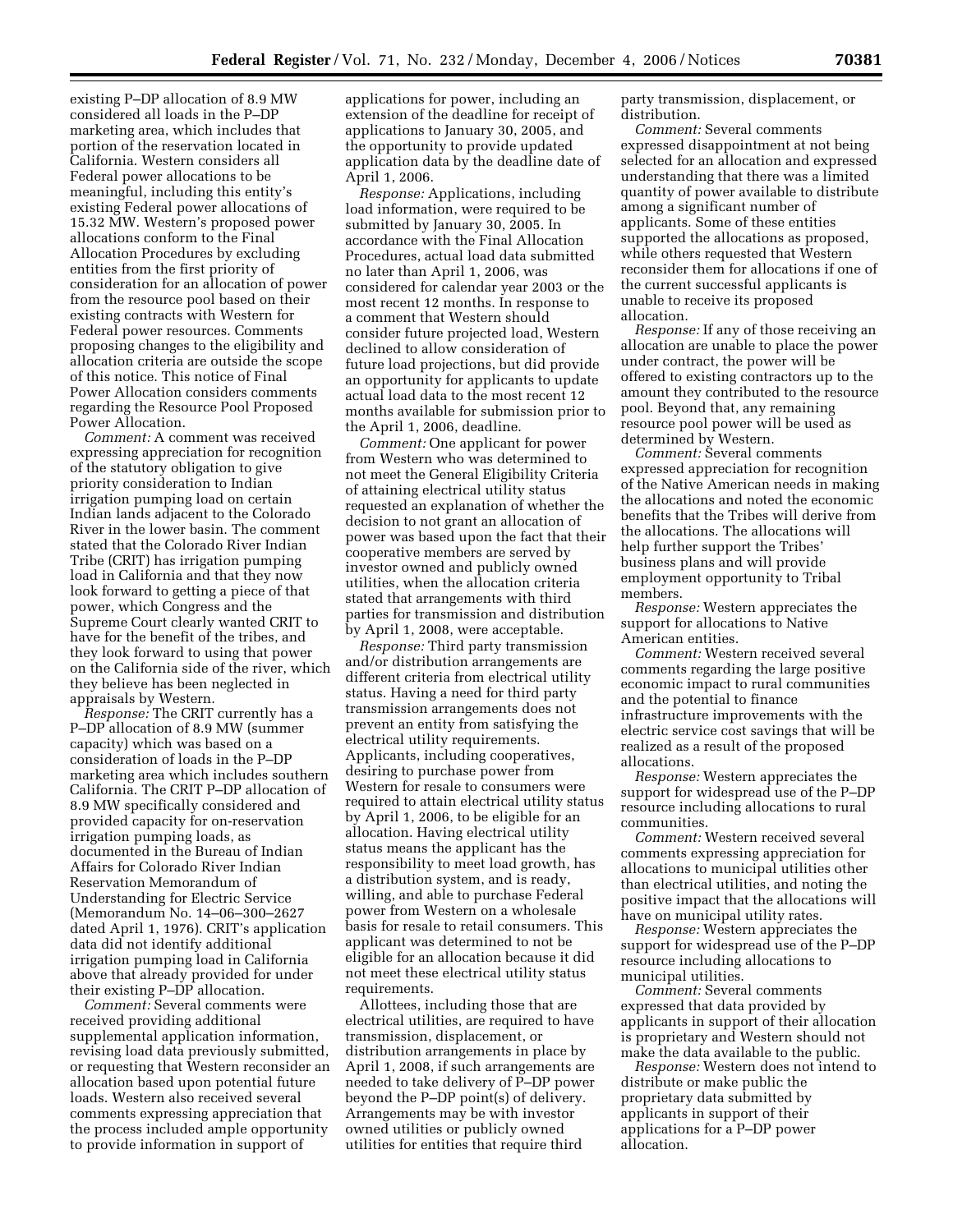existing P–DP allocation of 8.9 MW considered all loads in the P–DP marketing area, which includes that portion of the reservation located in California. Western considers all Federal power allocations to be meaningful, including this entity's existing Federal power allocations of 15.32 MW. Western's proposed power allocations conform to the Final Allocation Procedures by excluding entities from the first priority of consideration for an allocation of power from the resource pool based on their existing contracts with Western for Federal power resources. Comments proposing changes to the eligibility and allocation criteria are outside the scope of this notice. This notice of Final Power Allocation considers comments regarding the Resource Pool Proposed Power Allocation.

*Comment:* A comment was received expressing appreciation for recognition of the statutory obligation to give priority consideration to Indian irrigation pumping load on certain Indian lands adjacent to the Colorado River in the lower basin. The comment stated that the Colorado River Indian Tribe (CRIT) has irrigation pumping load in California and that they now look forward to getting a piece of that power, which Congress and the Supreme Court clearly wanted CRIT to have for the benefit of the tribes, and they look forward to using that power on the California side of the river, which they believe has been neglected in appraisals by Western.

*Response:* The CRIT currently has a P–DP allocation of 8.9 MW (summer capacity) which was based on a consideration of loads in the P–DP marketing area which includes southern California. The CRIT P–DP allocation of 8.9 MW specifically considered and provided capacity for on-reservation irrigation pumping loads, as documented in the Bureau of Indian Affairs for Colorado River Indian Reservation Memorandum of Understanding for Electric Service (Memorandum No. 14–06–300–2627 dated April 1, 1976). CRIT's application data did not identify additional irrigation pumping load in California above that already provided for under their existing P–DP allocation.

*Comment:* Several comments were received providing additional supplemental application information, revising load data previously submitted, or requesting that Western reconsider an allocation based upon potential future loads. Western also received several comments expressing appreciation that the process included ample opportunity to provide information in support of applications for power, including an extension of the deadline for receipt of applications to January 30, 2005, and the opportunity to provide updated application data by the deadline date of April 1, 2006.

*Response:* Applications, including load information, were required to be submitted by January 30, 2005. In accordance with the Final Allocation Procedures, actual load data submitted no later than April 1, 2006, was considered for calendar year 2003 or the most recent 12 months. In response to a comment that Western should consider future projected load, Western declined to allow consideration of future load projections, but did provide an opportunity for applicants to update actual load data to the most recent 12 months available for submission prior to the April 1, 2006, deadline.

*Comment:* One applicant for power from Western who was determined to not meet the General Eligibility Criteria of attaining electrical utility status requested an explanation of whether the decision to not grant an allocation of power was based upon the fact that their cooperative members are served by investor owned and publicly owned utilities, when the allocation criteria stated that arrangements with third parties for transmission and distribution by April 1, 2008, were acceptable.

*Response:* Third party transmission and/or distribution arrangements are different criteria from electrical utility status. Having a need for third party transmission arrangements does not prevent an entity from satisfying the electrical utility requirements. Applicants, including cooperatives, desiring to purchase power from Western for resale to consumers were required to attain electrical utility status by April 1, 2006, to be eligible for an allocation. Having electrical utility status means the applicant has the responsibility to meet load growth, has a distribution system, and is ready, willing, and able to purchase Federal power from Western on a wholesale basis for resale to retail consumers. This applicant was determined to not be eligible for an allocation because it did not meet these electrical utility status requirements.

Allottees, including those that are electrical utilities, are required to have transmission, displacement, or distribution arrangements in place by April 1, 2008, if such arrangements are needed to take delivery of P–DP power beyond the P–DP point(s) of delivery. Arrangements may be with investor owned utilities or publicly owned utilities for entities that require third party transmission, displacement, or distribution.

*Comment:* Several comments expressed disappointment at not being selected for an allocation and expressed understanding that there was a limited quantity of power available to distribute among a significant number of applicants. Some of these entities supported the allocations as proposed, while others requested that Western reconsider them for allocations if one of the current successful applicants is unable to receive its proposed allocation.

*Response:* If any of those receiving an allocation are unable to place the power under contract, the power will be offered to existing contractors up to the amount they contributed to the resource pool. Beyond that, any remaining resource pool power will be used as determined by Western.

*Comment:* Several comments expressed appreciation for recognition of the Native American needs in making the allocations and noted the economic benefits that the Tribes will derive from the allocations. The allocations will help further support the Tribes' business plans and will provide employment opportunity to Tribal members.

*Response:* Western appreciates the support for allocations to Native American entities.

*Comment:* Western received several comments regarding the large positive economic impact to rural communities and the potential to finance infrastructure improvements with the electric service cost savings that will be realized as a result of the proposed allocations.

*Response:* Western appreciates the support for widespread use of the P–DP resource including allocations to rural communities.

*Comment:* Western received several comments expressing appreciation for allocations to municipal utilities other than electrical utilities, and noting the positive impact that the allocations will have on municipal utility rates.

*Response:* Western appreciates the support for widespread use of the P–DP resource including allocations to municipal utilities.

*Comment:* Several comments expressed that data provided by applicants in support of their allocation is proprietary and Western should not make the data available to the public.

*Response:* Western does not intend to distribute or make public the proprietary data submitted by applicants in support of their applications for a P–DP power allocation.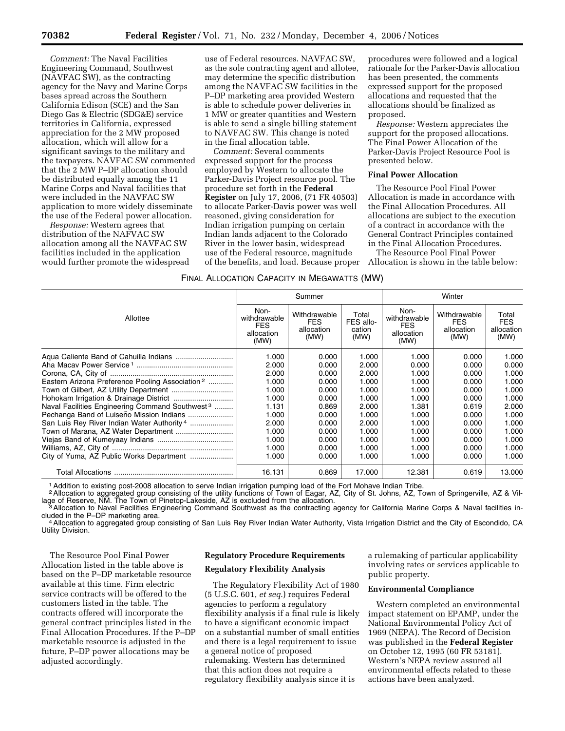*Comment:* The Naval Facilities Engineering Command, Southwest (NAVFAC SW), as the contracting agency for the Navy and Marine Corps bases spread across the Southern California Edison (SCE) and the San Diego Gas & Electric (SDG&E) service territories in California, expressed appreciation for the 2 MW proposed allocation, which will allow for a significant savings to the military and the taxpayers. NAVFAC SW commented that the 2 MW P–DP allocation should be distributed equally among the 11 Marine Corps and Naval facilities that were included in the NAVFAC SW application to more widely disseminate the use of the Federal power allocation.

*Response:* Western agrees that distribution of the NAFVAC SW allocation among all the NAVFAC SW facilities included in the application would further promote the widespread use of Federal resources. NAVFAC SW, as the sole contracting agent and allotee, may determine the specific distribution among the NAVFAC SW facilities in the P–DP marketing area provided Western is able to schedule power deliveries in 1 MW or greater quantities and Western is able to send a single billing statement to NAVFAC SW. This change is noted in the final allocation table.

*Comment:* Several comments expressed support for the process employed by Western to allocate the Parker-Davis Project resource pool. The procedure set forth in the **Federal Register** on July 17, 2006, (71 FR 40503) to allocate Parker-Davis power was well reasoned, giving consideration for Indian irrigation pumping on certain Indian lands adjacent to the Colorado River in the lower basin, widespread use of the Federal resource, magnitude of the benefits, and load. Because proper procedures were followed and a logical rationale for the Parker-Davis allocation has been presented, the comments expressed support for the proposed allocations and requested that the allocations should be finalized as proposed.

*Response:* Western appreciates the support for the proposed allocations. The Final Power Allocation of the Parker-Davis Project Resource Pool is presented below.

**Final Power Allocation**

The Resource Pool Final Power Allocation is made in accordance with the Final Allocation Procedures. All allocations are subject to the execution of a contract in accordance with the General Contract Principles contained in the Final Allocation Procedures.

The Resource Pool Final Power Allocation is shown in the table below:

FINAL ALLOCATION CAPACITY IN MEGAWATTS (MW)

| Allottee | Summer | | | Winter | | |
|---|---|---|---|---|---|---|
| | Non-withdrawable FES allocation (MW) | Withdrawable FES allocation (MW) | Total FES allocation (MW) | Non-withdrawable FES allocation (MW) | Withdrawable FES allocation (MW) | Total FES allocation (MW) |
| Aqua Caliente Band of Cahuilla Indians | 1.000 | 0.000 | 1.000 | 1.000 | 0.000 | 1.000 |
| Aha Macav Power Service [1] | 2.000 | 0.000 | 2.000 | 0.000 | 0.000 | 0.000 |
| Corona, CA, City of | 2.000 | 0.000 | 2.000 | 1.000 | 0.000 | 1.000 |
| Eastern Arizona Preference Pooling Association [2] | 1.000 | 0.000 | 1.000 | 1.000 | 0.000 | 1.000 |
| Town of Gilbert, AZ Utility Department | 1.000 | 0.000 | 1.000 | 1.000 | 0.000 | 1.000 |
| Hohokam Irrigation & Drainage District | 1.000 | 0.000 | 1.000 | 1.000 | 0.000 | 1.000 |
| Naval Facilities Engineering Command Southwest [3] | 1.131 | 0.869 | 2.000 | 1.381 | 0.619 | 2.000 |
| Pechanga Band of Luiseño Mission Indians | 1.000 | 0.000 | 1.000 | 1.000 | 0.000 | 1.000 |
| San Luis Rey River Indian Water Authority [4] | 2.000 | 0.000 | 2.000 | 1.000 | 0.000 | 1.000 |
| Town of Marana, AZ Water Department | 1.000 | 0.000 | 1.000 | 1.000 | 0.000 | 1.000 |
| Viejas Band of Kumeyaay Indians | 1.000 | 0.000 | 1.000 | 1.000 | 0.000 | 1.000 |
| Williams, AZ, City of | 1.000 | 0.000 | 1.000 | 1.000 | 0.000 | 1.000 |
| City of Yuma, AZ Public Works Department | 1.000 | 0.000 | 1.000 | 1.000 | 0.000 | 1.000 |
| Total Allocations | 16.131 | 0.869 | 17.000 | 12.381 | 0.619 | 13.000 |

[1] Addition to existing post-2008 allocation to serve Indian irrigation pumping load of the Fort Mohave Indian Tribe.

[2] Allocation to aggregated group consisting of the utility functions of Town of Eagar, AZ, City of St. Johns, AZ, Town of Springerville, AZ & Village of Reserve, NM. The Town of Pinetop-Lakeside, AZ is excluded from the allocation.

[3] Allocation to Naval Facilities Engineering Command Southwest as the contracting agency for California Marine Corps & Naval facilities included in the P–DP marketing area.

[4] Allocation to aggregated group consisting of San Luis Rey River Indian Water Authority, Vista Irrigation District and the City of Escondido, CA Utility Division.

The Resource Pool Final Power Allocation listed in the table above is based on the P–DP marketable resource available at this time. Firm electric service contracts will be offered to the customers listed in the table. The contracts offered will incorporate the general contract principles listed in the Final Allocation Procedures. If the P–DP marketable resource is adjusted in the future, P–DP power allocations may be adjusted accordingly.

**Regulatory Procedure Requirements**

**Regulatory Flexibility Analysis**

The Regulatory Flexibility Act of 1980 (5 U.S.C. 601, *et seq.*) requires Federal agencies to perform a regulatory flexibility analysis if a final rule is likely to have a significant economic impact on a substantial number of small entities and there is a legal requirement to issue a general notice of proposed rulemaking. Western has determined that this action does not require a regulatory flexibility analysis since it is a rulemaking of particular applicability involving rates or services applicable to public property.

**Environmental Compliance**

Western completed an environmental impact statement on EPAMP, under the National Environmental Policy Act of 1969 (NEPA). The Record of Decision was published in the **Federal Register** on October 12, 1995 (60 FR 53181). Western's NEPA review assured all environmental effects related to these actions have been analyzed.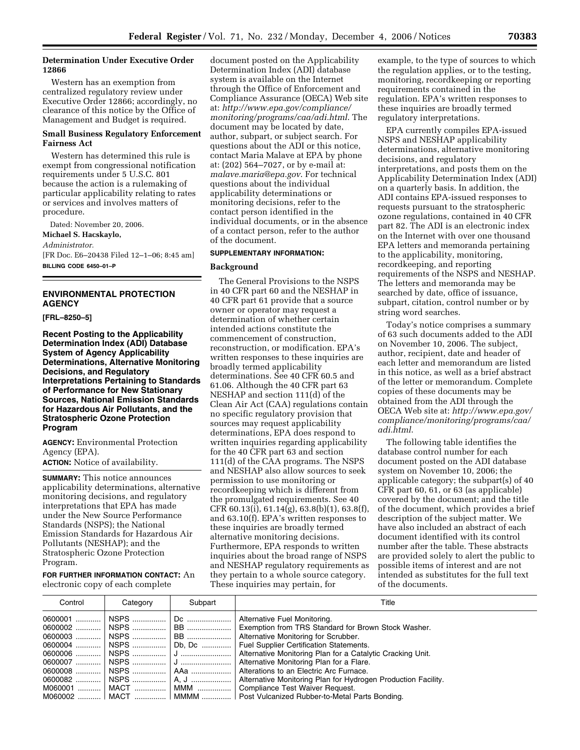**Determination Under Executive Order 12866**

Western has an exemption from centralized regulatory review under Executive Order 12866; accordingly, no clearance of this notice by the Office of Management and Budget is required.

**Small Business Regulatory Enforcement Fairness Act**

Western has determined this rule is exempt from congressional notification requirements under 5 U.S.C. 801 because the action is a rulemaking of particular applicability relating to rates or services and involves matters of procedure.

Dated: November 20, 2006.

**Michael S. Hacskaylo,**

*Administrator.*

[FR Doc. E6–20438 Filed 12–1–06; 8:45 am]

**BILLING CODE 6450–01–P**

---

## ENVIRONMENTAL PROTECTION AGENCY

**[FRL–8250–5]**

### Recent Posting to the Applicability Determination Index (ADI) Database System of Agency Applicability Determinations, Alternative Monitoring Decisions, and Regulatory Interpretations Pertaining to Standards of Performance for New Stationary Sources, National Emission Standards for Hazardous Air Pollutants, and the Stratospheric Ozone Protection Program

**AGENCY:** Environmental Protection Agency (EPA).

**ACTION:** Notice of availability.

**SUMMARY:** This notice announces applicability determinations, alternative monitoring decisions, and regulatory interpretations that EPA has made under the New Source Performance Standards (NSPS); the National Emission Standards for Hazardous Air Pollutants (NESHAP); and the Stratospheric Ozone Protection Program.

**FOR FURTHER INFORMATION CONTACT:** An electronic copy of each complete document posted on the Applicability Determination Index (ADI) database system is available on the Internet through the Office of Enforcement and Compliance Assurance (OECA) Web site at: *http://www.epa.gov/compliance/monitoring/programs/caa/adi.html*. The document may be located by date, author, subpart, or subject search. For questions about the ADI or this notice, contact Maria Malave at EPA by phone at: (202) 564–7027, or by e-mail at: *malave.maria@epa.gov*. For technical questions about the individual applicability determinations or monitoring decisions, refer to the contact person identified in the individual documents, or in the absence of a contact person, refer to the author of the document.

**SUPPLEMENTARY INFORMATION:**

**Background**

The General Provisions to the NSPS in 40 CFR part 60 and the NESHAP in 40 CFR part 61 provide that a source owner or operator may request a determination of whether certain intended actions constitute the commencement of construction, reconstruction, or modification. EPA's written responses to these inquiries are broadly termed applicability determinations. See 40 CFR 60.5 and 61.06. Although the 40 CFR part 63 NESHAP and section 111(d) of the Clean Air Act (CAA) regulations contain no specific regulatory provision that sources may request applicability determinations, EPA does respond to written inquiries regarding applicability for the 40 CFR part 63 and section 111(d) of the CAA programs. The NSPS and NESHAP also allow sources to seek permission to use monitoring or recordkeeping which is different from the promulgated requirements. See 40 CFR 60.13(i), 61.14(g), 63.8(b)(1), 63.8(f), and 63.10(f). EPA's written responses to these inquiries are broadly termed alternative monitoring decisions. Furthermore, EPA responds to written inquiries about the broad range of NSPS and NESHAP regulatory requirements as they pertain to a whole source category. These inquiries may pertain, for example, to the type of sources to which the regulation applies, or to the testing, monitoring, recordkeeping or reporting requirements contained in the regulation. EPA's written responses to these inquiries are broadly termed regulatory interpretations.

EPA currently compiles EPA-issued NSPS and NESHAP applicability determinations, alternative monitoring decisions, and regulatory interpretations, and posts them on the Applicability Determination Index (ADI) on a quarterly basis. In addition, the ADI contains EPA-issued responses to requests pursuant to the stratospheric ozone regulations, contained in 40 CFR part 82. The ADI is an electronic index on the Internet with over one thousand EPA letters and memoranda pertaining to the applicability, monitoring, recordkeeping, and reporting requirements of the NSPS and NESHAP. The letters and memoranda may be searched by date, office of issuance, subpart, citation, control number or by string word searches.

Today's notice comprises a summary of 63 such documents added to the ADI on November 10, 2006. The subject, author, recipient, date and header of each letter and memorandum are listed in this notice, as well as a brief abstract of the letter or memorandum. Complete copies of these documents may be obtained from the ADI through the OECA Web site at: *http://www.epa.gov/compliance/monitoring/programs/caa/adi.html*.

The following table identifies the database control number for each document posted on the ADI database system on November 10, 2006; the applicable category; the subpart(s) of 40 CFR part 60, 61, or 63 (as applicable) covered by the document; and the title of the document, which provides a brief description of the subject matter. We have also included an abstract of each document identified with its control number after the table. These abstracts are provided solely to alert the public to possible items of interest and are not intended as substitutes for the full text of the documents.

| Control | Category | Subpart | Title |
|---|---|---|---|
| 0600001 | NSPS | Dc | Alternative Fuel Monitoring. |
| 0600002 | NSPS | BB | Exemption from TRS Standard for Brown Stock Washer. |
| 0600003 | NSPS | BB | Alternative Monitoring for Scrubber. |
| 0600004 | NSPS | Db, Dc | Fuel Supplier Certification Statements. |
| 0600006 | NSPS | J | Alternative Monitoring Plan for a Catalytic Cracking Unit. |
| 0600007 | NSPS | J | Alternative Monitoring Plan for a Flare. |
| 0600008 | NSPS | AAa | Alterations to an Electric Arc Furnace. |
| 0600082 | NSPS | A, J | Alternative Monitoring Plan for Hydrogen Production Facility. |
| M060001 | MACT | MMM | Compliance Test Waiver Request. |
| M060002 | MACT | MMMM | Post Vulcanized Rubber-to-Metal Parts Bonding. |